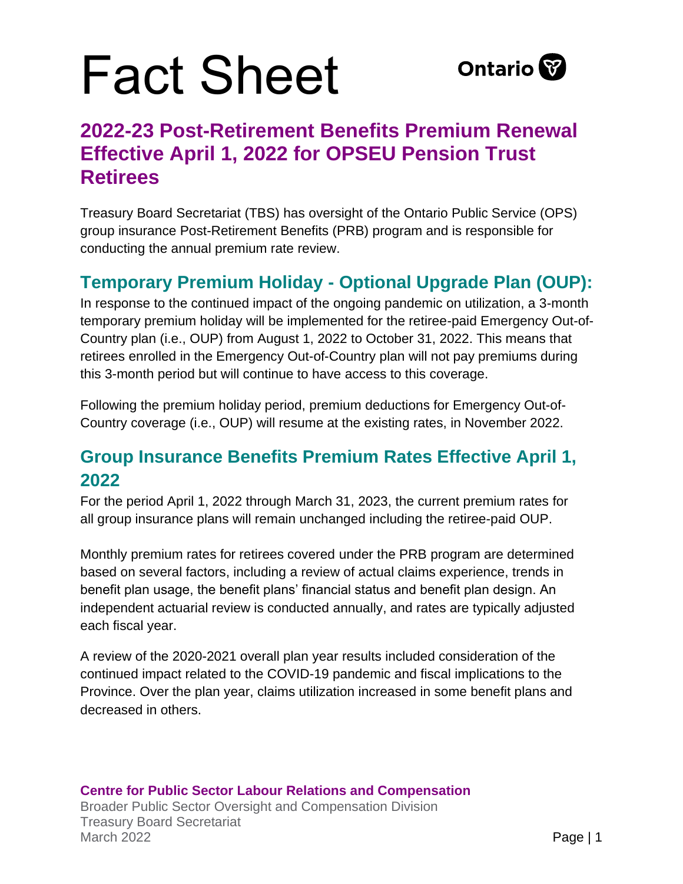# Fact Sheet

Ontario

## 2022-23 Post-Retirement Benefits Premium Renewal Effective April 1, 2022 for OPSEU Pension Trust Retirees

Treasury Board Secretariat (TBS) has oversight of the Ontario Public Service (OPS) group insurance Post-Retirement Benefits (PRB) program and is responsible for conducting the annual premium rate review.

### Temporary Premium Holiday - Optional Upgrade Plan (OUP):

In response to the continued impact of the ongoing pandemic on utilization, a 3-month temporary premium holiday will be implemented for the retiree-paid Emergency Out-of-Country plan (i.e., OUP) from August 1, 2022 to October 31, 2022. This means that retirees enrolled in the Emergency Out-of-Country plan will not pay premiums during this 3-month period but will continue to have access to this coverage.

Following the premium holiday period, premium deductions for Emergency Out-of-Country coverage (i.e., OUP) will resume at the existing rates, in November 2022.

### Group Insurance Benefits Premium Rates Effective April 1, 2022

For the period April 1, 2022 through March 31, 2023, the current premium rates for all group insurance plans will remain unchanged including the retiree-paid OUP.

Monthly premium rates for retirees covered under the PRB program are determined based on several factors, including a review of actual claims experience, trends in benefit plan usage, the benefit plans' financial status and benefit plan design. An independent actuarial review is conducted annually, and rates are typically adjusted each fiscal year.

A review of the 2020-2021 overall plan year results included consideration of the continued impact related to the COVID-19 pandemic and fiscal implications to the Province. Over the plan year, claims utilization increased in some benefit plans and decreased in others.

**Centre for Public Sector Labour Relations and Compensation**
Broader Public Sector Oversight and Compensation Division
Treasury Board Secretariat
March 2022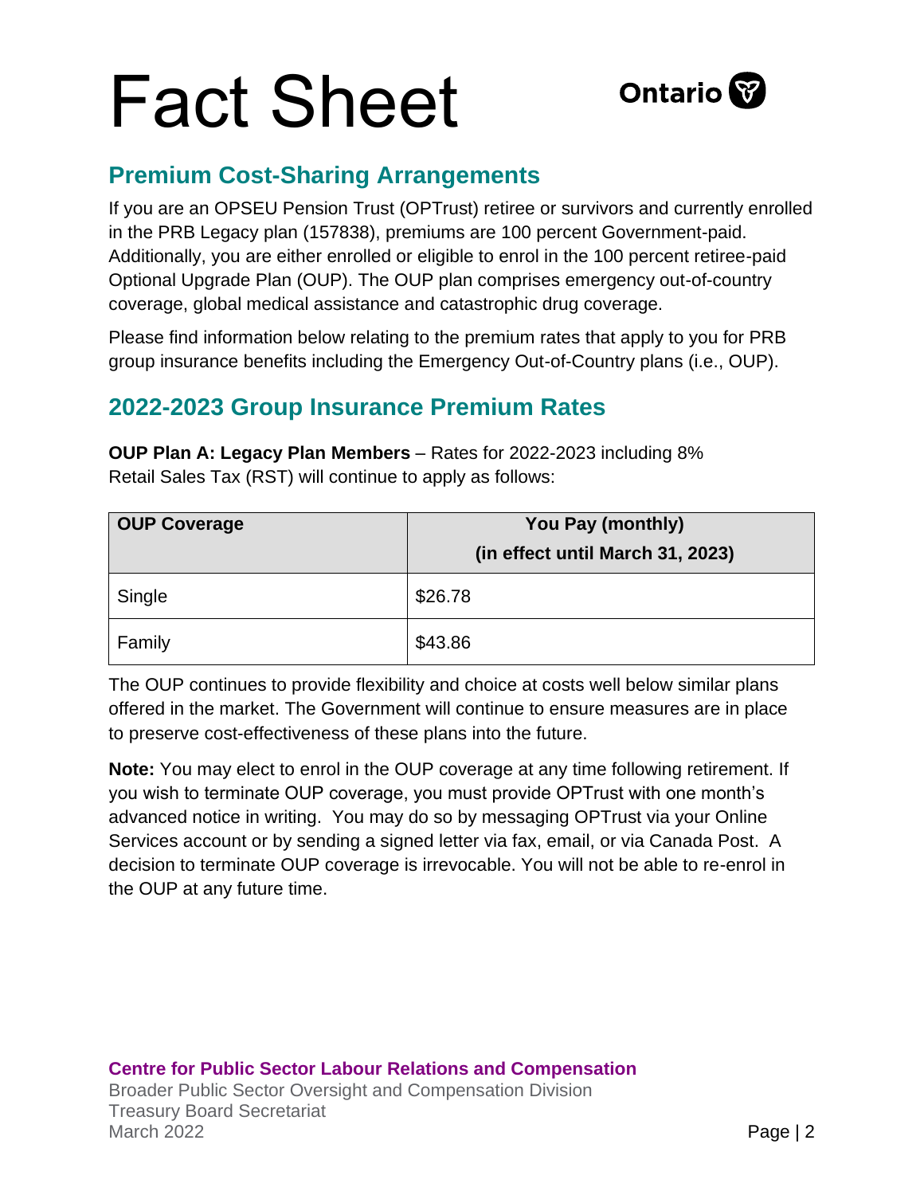# Fact Sheet

## Premium Cost-Sharing Arrangements

If you are an OPSEU Pension Trust (OPTrust) retiree or survivors and currently enrolled in the PRB Legacy plan (157838), premiums are 100 percent Government-paid. Additionally, you are either enrolled or eligible to enrol in the 100 percent retiree-paid Optional Upgrade Plan (OUP). The OUP plan comprises emergency out-of-country coverage, global medical assistance and catastrophic drug coverage.

Please find information below relating to the premium rates that apply to you for PRB group insurance benefits including the Emergency Out-of-Country plans (i.e., OUP).

## 2022-2023 Group Insurance Premium Rates

**OUP Plan A: Legacy Plan Members** – Rates for 2022-2023 including 8% Retail Sales Tax (RST) will continue to apply as follows:

| OUP Coverage | You Pay (monthly) (in effect until March 31, 2023) |
|---|---|
| Single | $26.78 |
| Family | $43.86 |

The OUP continues to provide flexibility and choice at costs well below similar plans offered in the market. The Government will continue to ensure measures are in place to preserve cost-effectiveness of these plans into the future.

**Note:** You may elect to enrol in the OUP coverage at any time following retirement. If you wish to terminate OUP coverage, you must provide OPTrust with one month's advanced notice in writing. You may do so by messaging OPTrust via your Online Services account or by sending a signed letter via fax, email, or via Canada Post. A decision to terminate OUP coverage is irrevocable. You will not be able to re-enrol in the OUP at any future time.

**Centre for Public Sector Labour Relations and Compensation**
Broader Public Sector Oversight and Compensation Division
Treasury Board Secretariat
March 2022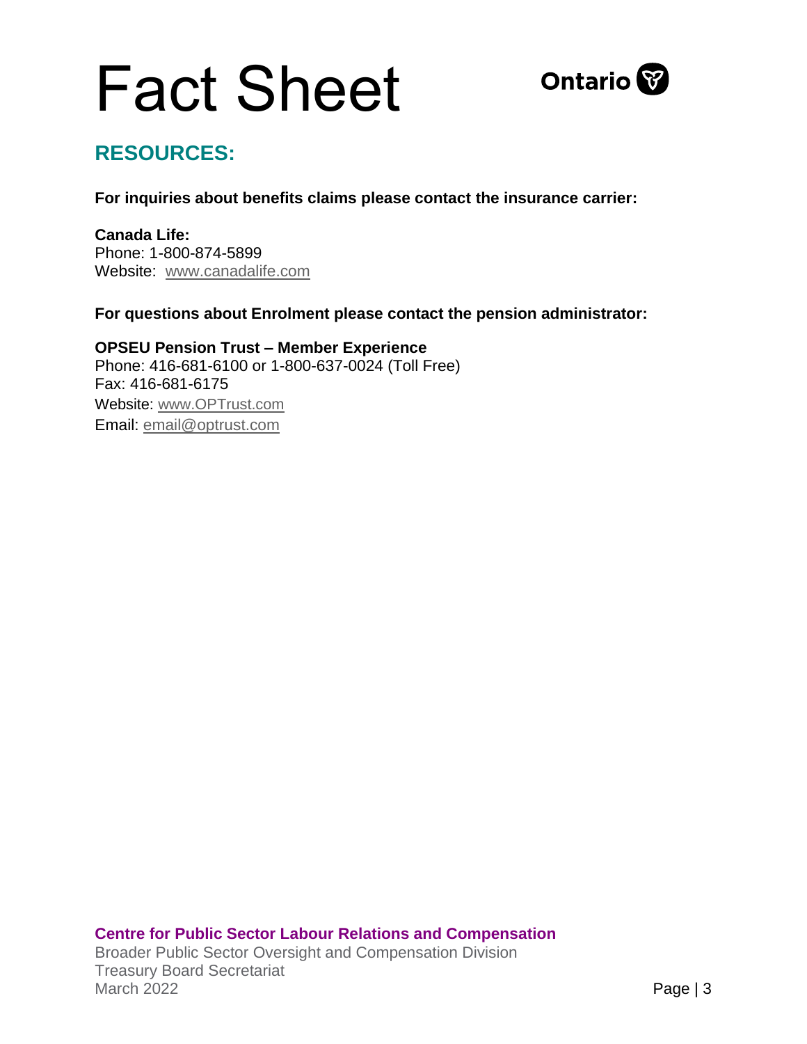# Fact Sheet

Ontario

## RESOURCES:

**For inquiries about benefits claims please contact the insurance carrier:**

**Canada Life:**
Phone: 1-800-874-5899
Website: www.canadalife.com

**For questions about Enrolment please contact the pension administrator:**

**OPSEU Pension Trust – Member Experience**
Phone: 416-681-6100 or 1-800-637-0024 (Toll Free)
Fax: 416-681-6175
Website: www.OPTrust.com
Email: email@optrust.com

**Centre for Public Sector Labour Relations and Compensation**
Broader Public Sector Oversight and Compensation Division
Treasury Board Secretariat
March 2022